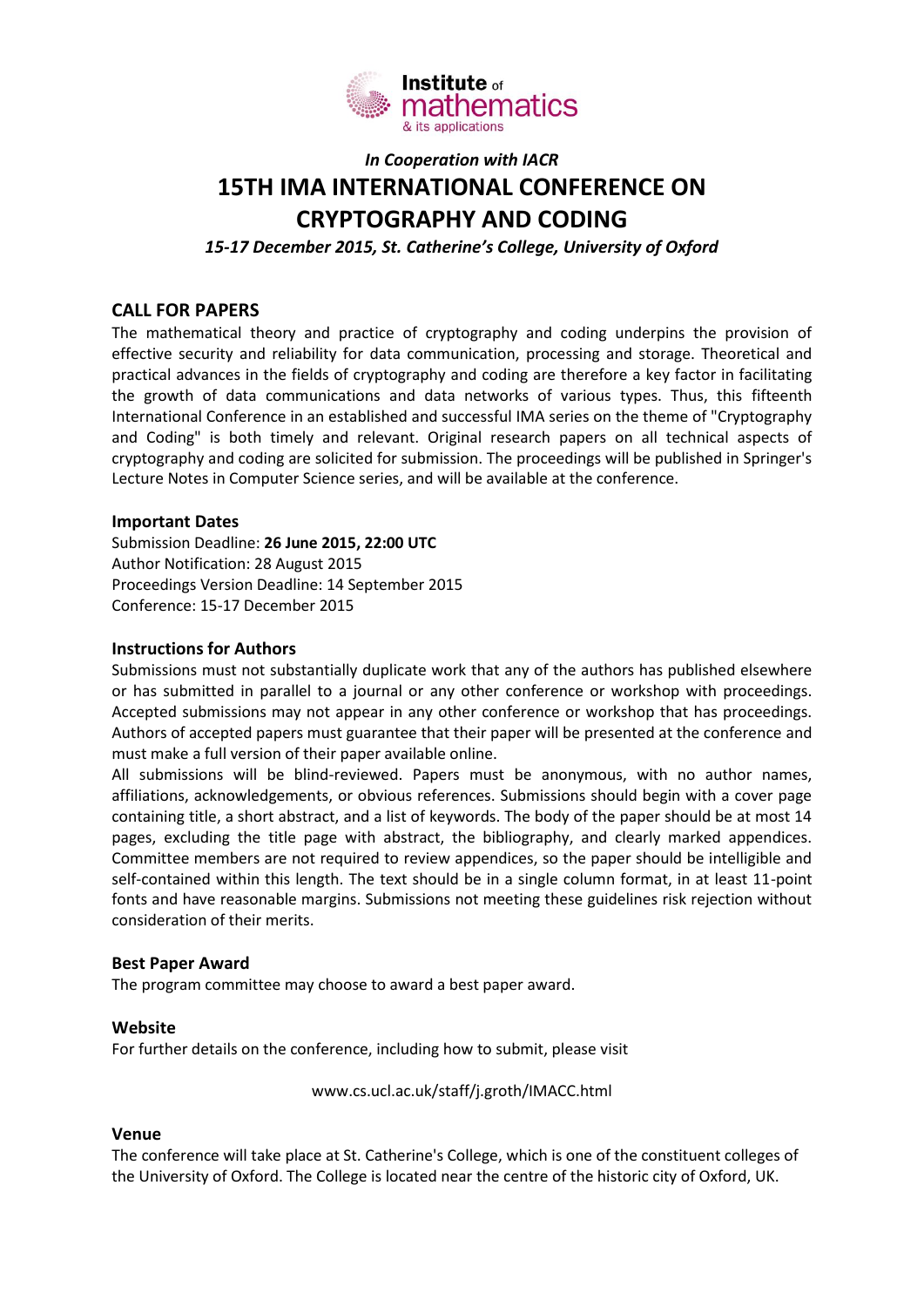Institute of mathematics & its applications

*In Cooperation with IACR*

# 15TH IMA INTERNATIONAL CONFERENCE ON CRYPTOGRAPHY AND CODING

*15-17 December 2015, St. Catherine's College, University of Oxford*

## CALL FOR PAPERS

The mathematical theory and practice of cryptography and coding underpins the provision of effective security and reliability for data communication, processing and storage. Theoretical and practical advances in the fields of cryptography and coding are therefore a key factor in facilitating the growth of data communications and data networks of various types. Thus, this fifteenth International Conference in an established and successful IMA series on the theme of "Cryptography and Coding" is both timely and relevant. Original research papers on all technical aspects of cryptography and coding are solicited for submission. The proceedings will be published in Springer's Lecture Notes in Computer Science series, and will be available at the conference.

### Important Dates

Submission Deadline: **26 June 2015, 22:00 UTC**
Author Notification: 28 August 2015
Proceedings Version Deadline: 14 September 2015
Conference: 15-17 December 2015

### Instructions for Authors

Submissions must not substantially duplicate work that any of the authors has published elsewhere or has submitted in parallel to a journal or any other conference or workshop with proceedings. Accepted submissions may not appear in any other conference or workshop that has proceedings. Authors of accepted papers must guarantee that their paper will be presented at the conference and must make a full version of their paper available online.

All submissions will be blind-reviewed. Papers must be anonymous, with no author names, affiliations, acknowledgements, or obvious references. Submissions should begin with a cover page containing title, a short abstract, and a list of keywords. The body of the paper should be at most 14 pages, excluding the title page with abstract, the bibliography, and clearly marked appendices. Committee members are not required to review appendices, so the paper should be intelligible and self-contained within this length. The text should be in a single column format, in at least 11-point fonts and have reasonable margins. Submissions not meeting these guidelines risk rejection without consideration of their merits.

### Best Paper Award

The program committee may choose to award a best paper award.

### Website

For further details on the conference, including how to submit, please visit

www.cs.ucl.ac.uk/staff/j.groth/IMACC.html

### Venue

The conference will take place at St. Catherine's College, which is one of the constituent colleges of the University of Oxford. The College is located near the centre of the historic city of Oxford, UK.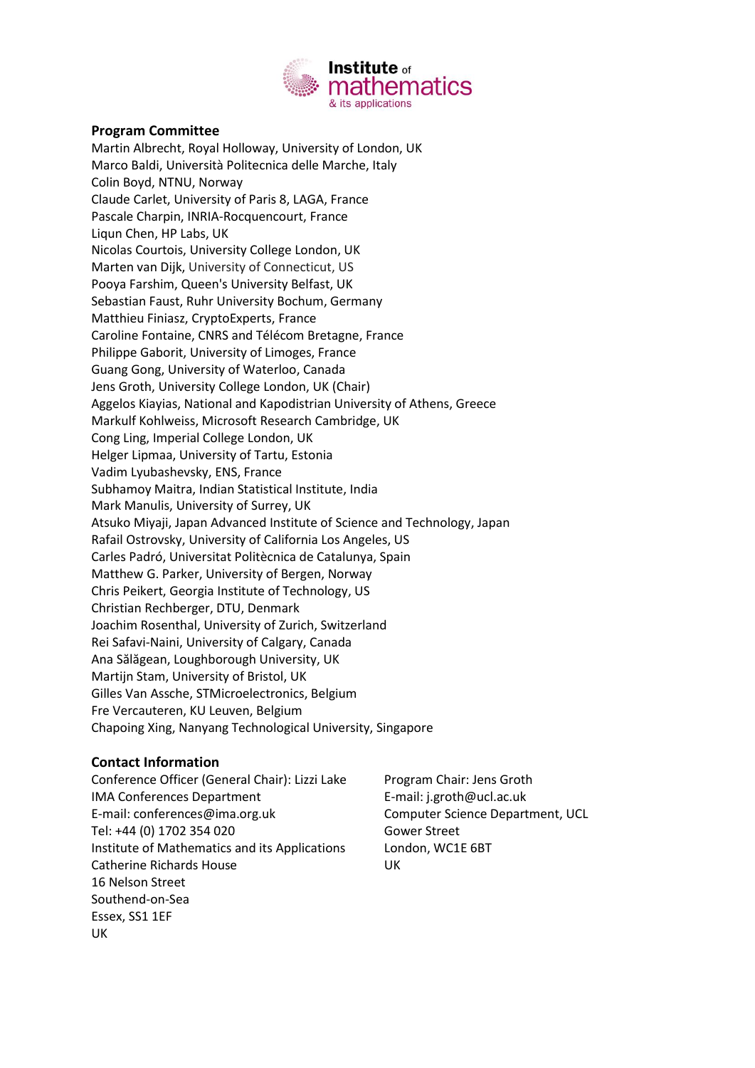## Program Committee

Martin Albrecht, Royal Holloway, University of London, UK
Marco Baldi, Università Politecnica delle Marche, Italy
Colin Boyd, NTNU, Norway
Claude Carlet, University of Paris 8, LAGA, France
Pascale Charpin, INRIA-Rocquencourt, France
Liqun Chen, HP Labs, UK
Nicolas Courtois, University College London, UK
Marten van Dijk, University of Connecticut, US
Pooya Farshim, Queen's University Belfast, UK
Sebastian Faust, Ruhr University Bochum, Germany
Matthieu Finiasz, CryptoExperts, France
Caroline Fontaine, CNRS and Télécom Bretagne, France
Philippe Gaborit, University of Limoges, France
Guang Gong, University of Waterloo, Canada
Jens Groth, University College London, UK (Chair)
Aggelos Kiayias, National and Kapodistrian University of Athens, Greece
Markulf Kohlweiss, Microsoft Research Cambridge, UK
Cong Ling, Imperial College London, UK
Helger Lipmaa, University of Tartu, Estonia
Vadim Lyubashevsky, ENS, France
Subhamoy Maitra, Indian Statistical Institute, India
Mark Manulis, University of Surrey, UK
Atsuko Miyaji, Japan Advanced Institute of Science and Technology, Japan
Rafail Ostrovsky, University of California Los Angeles, US
Carles Padró, Universitat Politècnica de Catalunya, Spain
Matthew G. Parker, University of Bergen, Norway
Chris Peikert, Georgia Institute of Technology, US
Christian Rechberger, DTU, Denmark
Joachim Rosenthal, University of Zurich, Switzerland
Rei Safavi-Naini, University of Calgary, Canada
Ana Sălăgean, Loughborough University, UK
Martijn Stam, University of Bristol, UK
Gilles Van Assche, STMicroelectronics, Belgium
Fre Vercauteren, KU Leuven, Belgium
Chapoing Xing, Nanyang Technological University, Singapore

## Contact Information

Conference Officer (General Chair): Lizzi Lake
IMA Conferences Department
E-mail: conferences@ima.org.uk
Tel: +44 (0) 1702 354 020
Institute of Mathematics and its Applications
Catherine Richards House
16 Nelson Street
Southend-on-Sea
Essex, SS1 1EF
UK

Program Chair: Jens Groth
E-mail: j.groth@ucl.ac.uk
Computer Science Department, UCL
Gower Street
London, WC1E 6BT
UK